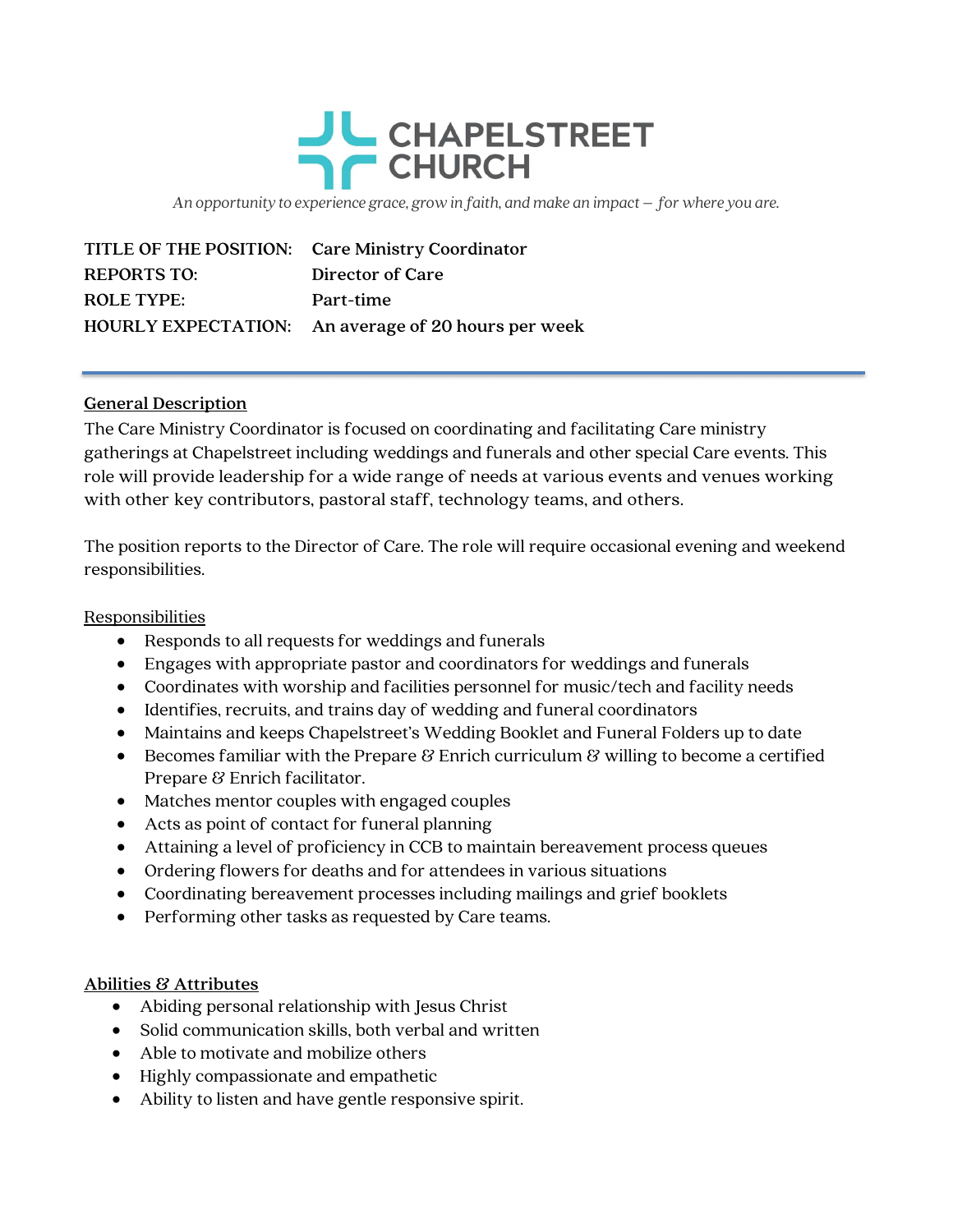# CHAPELSTREET CHURCH

*An opportunity to experience grace, grow in faith, and make an impact – for where you are.*

| | |
|---|---|
| **TITLE OF THE POSITION:** | **Care Ministry Coordinator** |
| **REPORTS TO:** | **Director of Care** |
| **ROLE TYPE:** | **Part-time** |
| **HOURLY EXPECTATION:** | **An average of 20 hours per week** |

---

## General Description

The Care Ministry Coordinator is focused on coordinating and facilitating Care ministry gatherings at Chapelstreet including weddings and funerals and other special Care events. This role will provide leadership for a wide range of needs at various events and venues working with other key contributors, pastoral staff, technology teams, and others.

The position reports to the Director of Care. The role will require occasional evening and weekend responsibilities.

## Responsibilities

- Responds to all requests for weddings and funerals
- Engages with appropriate pastor and coordinators for weddings and funerals
- Coordinates with worship and facilities personnel for music/tech and facility needs
- Identifies, recruits, and trains day of wedding and funeral coordinators
- Maintains and keeps Chapelstreet's Wedding Booklet and Funeral Folders up to date
- Becomes familiar with the Prepare & Enrich curriculum & willing to become a certified Prepare & Enrich facilitator.
- Matches mentor couples with engaged couples
- Acts as point of contact for funeral planning
- Attaining a level of proficiency in CCB to maintain bereavement process queues
- Ordering flowers for deaths and for attendees in various situations
- Coordinating bereavement processes including mailings and grief booklets
- Performing other tasks as requested by Care teams.

## Abilities & Attributes

- Abiding personal relationship with Jesus Christ
- Solid communication skills, both verbal and written
- Able to motivate and mobilize others
- Highly compassionate and empathetic
- Ability to listen and have gentle responsive spirit.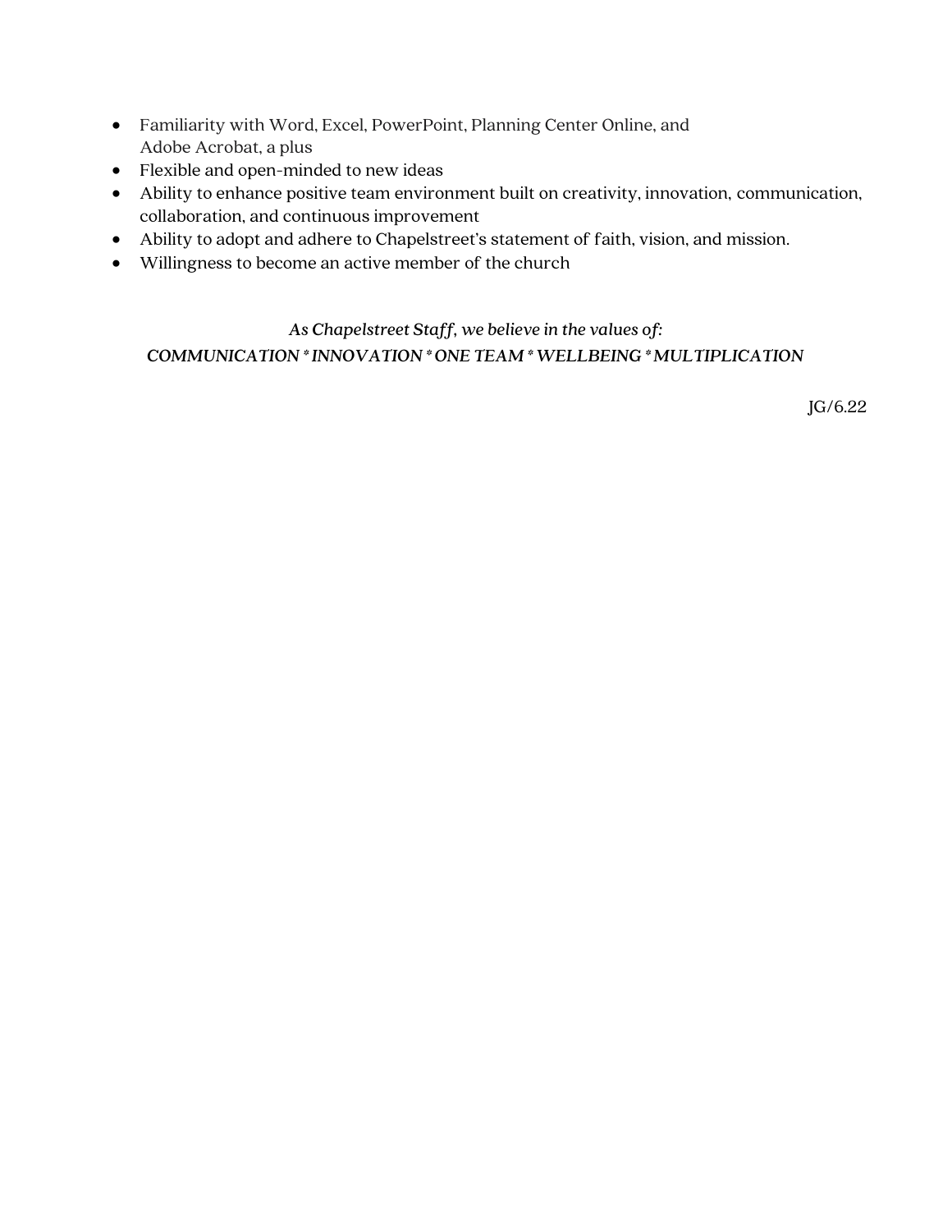- Familiarity with Word, Excel, PowerPoint, Planning Center Online, and Adobe Acrobat, a plus
- Flexible and open-minded to new ideas
- Ability to enhance positive team environment built on creativity, innovation, communication, collaboration, and continuous improvement
- Ability to adopt and adhere to Chapelstreet's statement of faith, vision, and mission.
- Willingness to become an active member of the church

*As Chapelstreet Staff, we believe in the values of:*
*COMMUNICATION * INNOVATION * ONE TEAM * WELLBEING * MULTIPLICATION*

JG/6.22